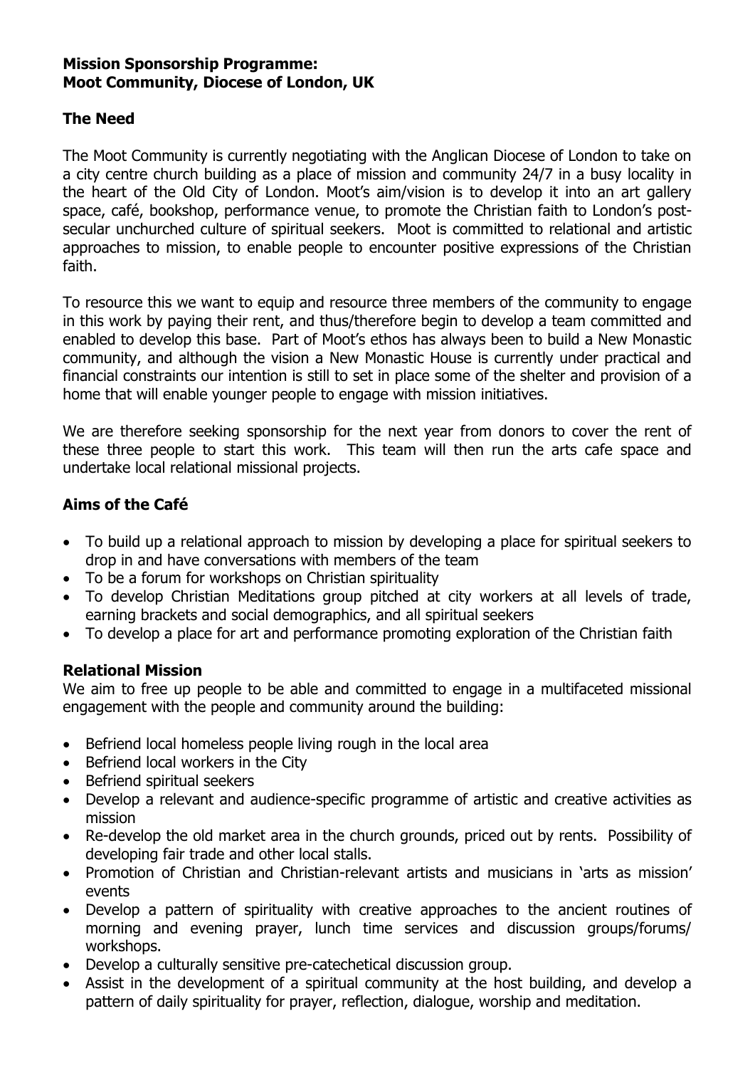**Mission Sponsorship Programme:**
**Moot Community, Diocese of London, UK**

## The Need

The Moot Community is currently negotiating with the Anglican Diocese of London to take on a city centre church building as a place of mission and community 24/7 in a busy locality in the heart of the Old City of London. Moot's aim/vision is to develop it into an art gallery space, café, bookshop, performance venue, to promote the Christian faith to London's post-secular unchurched culture of spiritual seekers. Moot is committed to relational and artistic approaches to mission, to enable people to encounter positive expressions of the Christian faith.

To resource this we want to equip and resource three members of the community to engage in this work by paying their rent, and thus/therefore begin to develop a team committed and enabled to develop this base. Part of Moot's ethos has always been to build a New Monastic community, and although the vision a New Monastic House is currently under practical and financial constraints our intention is still to set in place some of the shelter and provision of a home that will enable younger people to engage with mission initiatives.

We are therefore seeking sponsorship for the next year from donors to cover the rent of these three people to start this work. This team will then run the arts cafe space and undertake local relational missional projects.

## Aims of the Café

- To build up a relational approach to mission by developing a place for spiritual seekers to drop in and have conversations with members of the team
- To be a forum for workshops on Christian spirituality
- To develop Christian Meditations group pitched at city workers at all levels of trade, earning brackets and social demographics, and all spiritual seekers
- To develop a place for art and performance promoting exploration of the Christian faith

## Relational Mission

We aim to free up people to be able and committed to engage in a multifaceted missional engagement with the people and community around the building:

- Befriend local homeless people living rough in the local area
- Befriend local workers in the City
- Befriend spiritual seekers
- Develop a relevant and audience-specific programme of artistic and creative activities as mission
- Re-develop the old market area in the church grounds, priced out by rents. Possibility of developing fair trade and other local stalls.
- Promotion of Christian and Christian-relevant artists and musicians in 'arts as mission' events
- Develop a pattern of spirituality with creative approaches to the ancient routines of morning and evening prayer, lunch time services and discussion groups/forums/ workshops.
- Develop a culturally sensitive pre-catechetical discussion group.
- Assist in the development of a spiritual community at the host building, and develop a pattern of daily spirituality for prayer, reflection, dialogue, worship and meditation.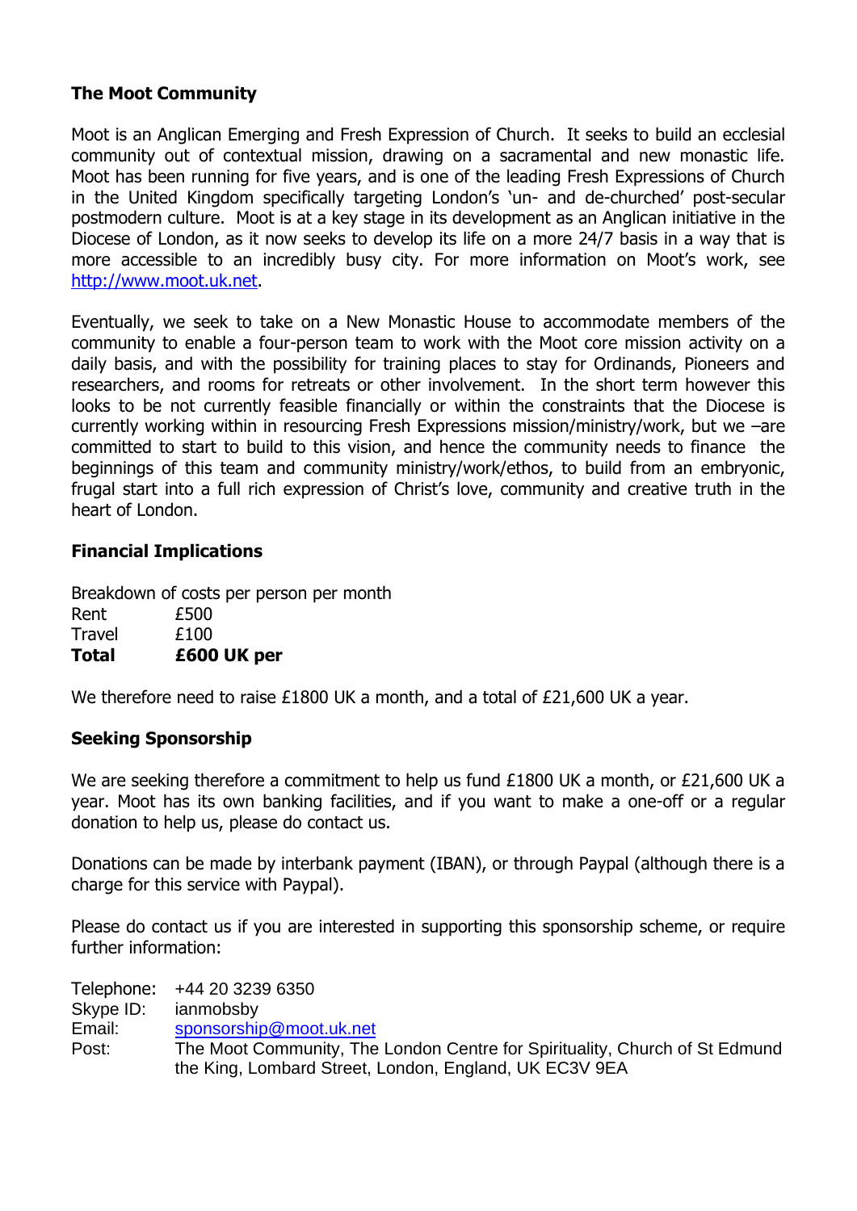### The Moot Community

Moot is an Anglican Emerging and Fresh Expression of Church. It seeks to build an ecclesial community out of contextual mission, drawing on a sacramental and new monastic life. Moot has been running for five years, and is one of the leading Fresh Expressions of Church in the United Kingdom specifically targeting London's 'un- and de-churched' post-secular postmodern culture. Moot is at a key stage in its development as an Anglican initiative in the Diocese of London, as it now seeks to develop its life on a more 24/7 basis in a way that is more accessible to an incredibly busy city. For more information on Moot's work, see http://www.moot.uk.net.

Eventually, we seek to take on a New Monastic House to accommodate members of the community to enable a four-person team to work with the Moot core mission activity on a daily basis, and with the possibility for training places to stay for Ordinands, Pioneers and researchers, and rooms for retreats or other involvement. In the short term however this looks to be not currently feasible financially or within the constraints that the Diocese is currently working within in resourcing Fresh Expressions mission/ministry/work, but we –are committed to start to build to this vision, and hence the community needs to finance the beginnings of this team and community ministry/work/ethos, to build from an embryonic, frugal start into a full rich expression of Christ's love, community and creative truth in the heart of London.

### Financial Implications

Breakdown of costs per person per month

| | |
|---|---|
| Rent | £500 |
| Travel | £100 |
| **Total** | **£600 UK per** |

We therefore need to raise £1800 UK a month, and a total of £21,600 UK a year.

### Seeking Sponsorship

We are seeking therefore a commitment to help us fund £1800 UK a month, or £21,600 UK a year. Moot has its own banking facilities, and if you want to make a one-off or a regular donation to help us, please do contact us.

Donations can be made by interbank payment (IBAN), or through Paypal (although there is a charge for this service with Paypal).

Please do contact us if you are interested in supporting this sponsorship scheme, or require further information:

| | |
|---|---|
| Telephone: | +44 20 3239 6350 |
| Skype ID: | ianmobsby |
| Email: | sponsorship@moot.uk.net |
| Post: | The Moot Community, The London Centre for Spirituality, Church of St Edmund the King, Lombard Street, London, England, UK EC3V 9EA |